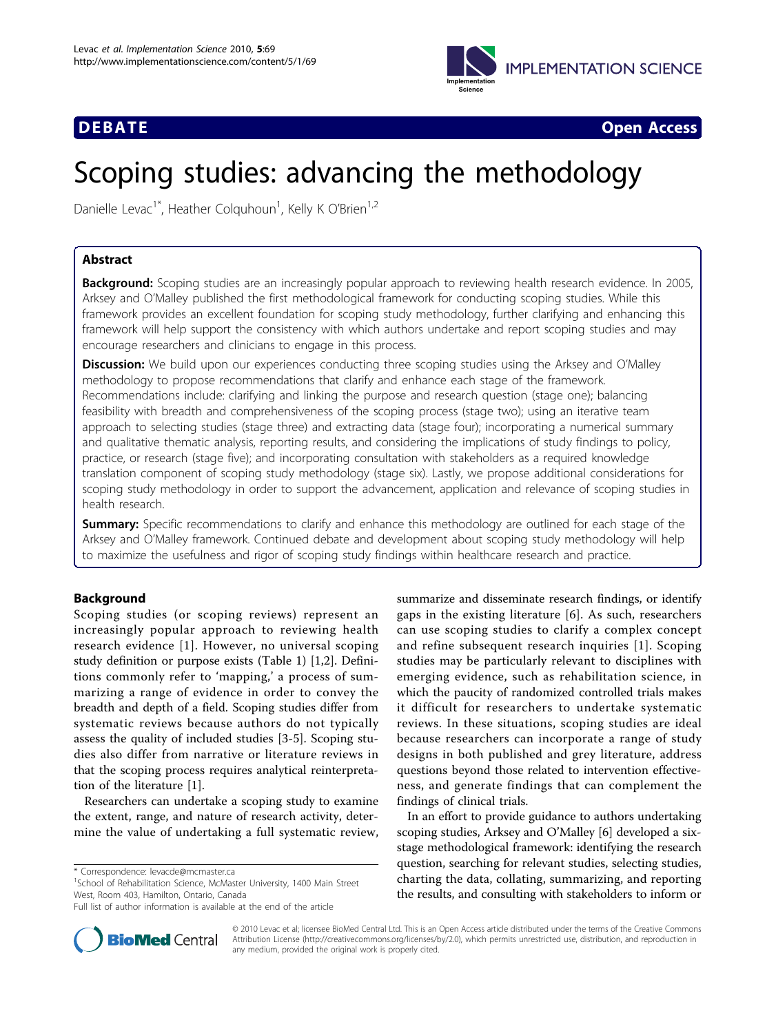**DEBATE** **Open Access**

# Scoping studies: advancing the methodology

Danielle Levac[1*], Heather Colquhoun[1], Kelly K O'Brien[1,2]

## Abstract

**Background:** Scoping studies are an increasingly popular approach to reviewing health research evidence. In 2005, Arksey and O'Malley published the first methodological framework for conducting scoping studies. While this framework provides an excellent foundation for scoping study methodology, further clarifying and enhancing this framework will help support the consistency with which authors undertake and report scoping studies and may encourage researchers and clinicians to engage in this process.

**Discussion:** We build upon our experiences conducting three scoping studies using the Arksey and O'Malley methodology to propose recommendations that clarify and enhance each stage of the framework. Recommendations include: clarifying and linking the purpose and research question (stage one); balancing feasibility with breadth and comprehensiveness of the scoping process (stage two); using an iterative team approach to selecting studies (stage three) and extracting data (stage four); incorporating a numerical summary and qualitative thematic analysis, reporting results, and considering the implications of study findings to policy, practice, or research (stage five); and incorporating consultation with stakeholders as a required knowledge translation component of scoping study methodology (stage six). Lastly, we propose additional considerations for scoping study methodology in order to support the advancement, application and relevance of scoping studies in health research.

**Summary:** Specific recommendations to clarify and enhance this methodology are outlined for each stage of the Arksey and O'Malley framework. Continued debate and development about scoping study methodology will help to maximize the usefulness and rigor of scoping study findings within healthcare research and practice.

## Background

Scoping studies (or scoping reviews) represent an increasingly popular approach to reviewing health research evidence [1]. However, no universal scoping study definition or purpose exists (Table 1) [1,2]. Definitions commonly refer to 'mapping,' a process of summarizing a range of evidence in order to convey the breadth and depth of a field. Scoping studies differ from systematic reviews because authors do not typically assess the quality of included studies [3-5]. Scoping studies also differ from narrative or literature reviews in that the scoping process requires analytical reinterpretation of the literature [1].

Researchers can undertake a scoping study to examine the extent, range, and nature of research activity, determine the value of undertaking a full systematic review, summarize and disseminate research findings, or identify gaps in the existing literature [6]. As such, researchers can use scoping studies to clarify a complex concept and refine subsequent research inquiries [1]. Scoping studies may be particularly relevant to disciplines with emerging evidence, such as rehabilitation science, in which the paucity of randomized controlled trials makes it difficult for researchers to undertake systematic reviews. In these situations, scoping studies are ideal because researchers can incorporate a range of study designs in both published and grey literature, address questions beyond those related to intervention effectiveness, and generate findings that can complement the findings of clinical trials.

In an effort to provide guidance to authors undertaking scoping studies, Arksey and O'Malley [6] developed a six-stage methodological framework: identifying the research question, searching for relevant studies, selecting studies, charting the data, collating, summarizing, and reporting the results, and consulting with stakeholders to inform or

\* Correspondence: levacde@mcmaster.ca
[1]School of Rehabilitation Science, McMaster University, 1400 Main Street West, Room 403, Hamilton, Ontario, Canada
Full list of author information is available at the end of the article

© 2010 Levac et al; licensee BioMed Central Ltd. This is an Open Access article distributed under the terms of the Creative Commons Attribution License (http://creativecommons.org/licenses/by/2.0), which permits unrestricted use, distribution, and reproduction in any medium, provided the original work is properly cited.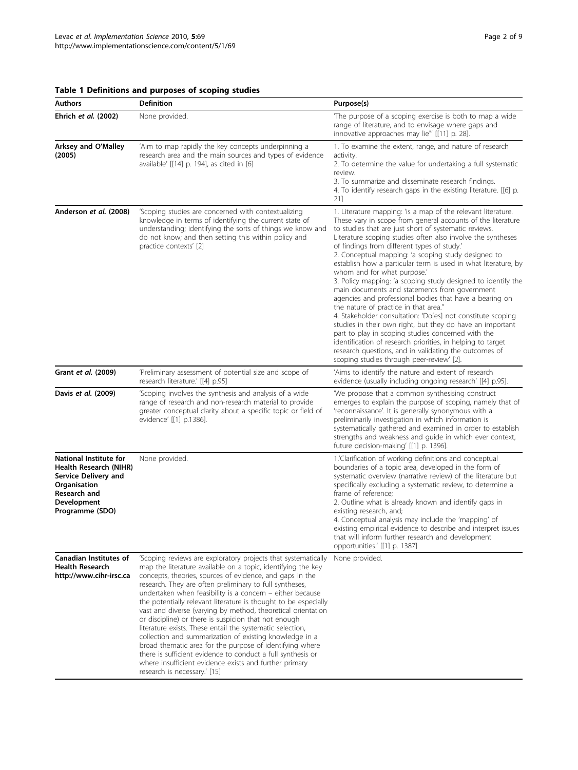**Table 1 Definitions and purposes of scoping studies**

| Authors | Definition | Purpose(s) |
|---|---|---|
| **Ehrich *et al.* (2002)** | None provided. | 'The purpose of a scoping exercise is both to map a wide range of literature, and to envisage where gaps and innovative approaches may lie"' [[11] p. 28]. |
| **Arksey and O'Malley (2005)** | 'Aim to map rapidly the key concepts underpinning a research area and the main sources and types of evidence available' [[14] p. 194], as cited in [6] | 1. To examine the extent, range, and nature of research activity.<br>2. To determine the value for undertaking a full systematic review.<br>3. To summarize and disseminate research findings.<br>4. To identify research gaps in the existing literature. [[6] p. 21] |
| **Anderson *et al.* (2008)** | 'Scoping studies are concerned with contextualizing knowledge in terms of identifying the current state of understanding; identifying the sorts of things we know and do not know; and then setting this within policy and practice contexts' [2] | 1. Literature mapping: 'is a map of the relevant literature. These vary in scope from general accounts of the literature to studies that are just short of systematic reviews. Literature scoping studies often also involve the syntheses of findings from different types of study.'<br>2. Conceptual mapping: 'a scoping study designed to establish how a particular term is used in what literature, by whom and for what purpose.'<br>3. Policy mapping: 'a scoping study designed to identify the main documents and statements from government agencies and professional bodies that have a bearing on the nature of practice in that area."<br>4. Stakeholder consultation: 'Do[es] not constitute scoping studies in their own right, but they do have an important part to play in scoping studies concerned with the identification of research priorities, in helping to target research questions, and in validating the outcomes of scoping studies through peer-review' [2]. |
| **Grant *et al.* (2009)** | 'Preliminary assessment of potential size and scope of research literature.' [[4] p.95] | 'Aims to identify the nature and extent of research evidence (usually including ongoing research' [[4] p.95]. |
| **Davis *et al.* (2009)** | 'Scoping involves the synthesis and analysis of a wide range of research and non-research material to provide greater conceptual clarity about a specific topic or field of evidence' [[1] p.1386]. | 'We propose that a common synthesising construct emerges to explain the purpose of scoping, namely that of 'reconnaissance'. It is generally synonymous with a preliminarily investigation in which information is systematically gathered and examined in order to establish strengths and weakness and guide in which ever context, future decision-making' [[1] p. 1396]. |
| **National Institute for Health Research (NIHR) Service Delivery and Organisation Research and Development Programme (SDO)** | None provided. | 1.'Clarification of working definitions and conceptual boundaries of a topic area, developed in the form of systematic overview (narrative review) of the literature but specifically excluding a systematic review, to determine a frame of reference;<br>2. Outline what is already known and identify gaps in existing research, and;<br>4. Conceptual analysis may include the 'mapping' of existing empirical evidence to describe and interpret issues that will inform further research and development opportunities.' [[1] p. 1387] |
| **Canadian Institutes of Health Research http://www.cihr-irsc.ca** | 'Scoping reviews are exploratory projects that systematically map the literature available on a topic, identifying the key concepts, theories, sources of evidence, and gaps in the research. They are often preliminary to full syntheses, undertaken when feasibility is a concern – either because the potentially relevant literature is thought to be especially vast and diverse (varying by method, theoretical orientation or discipline) or there is suspicion that not enough literature exists. These entail the systematic selection, collection and summarization of existing knowledge in a broad thematic area for the purpose of identifying where there is sufficient evidence to conduct a full synthesis or where insufficient evidence exists and further primary research is necessary.' [15] | None provided. |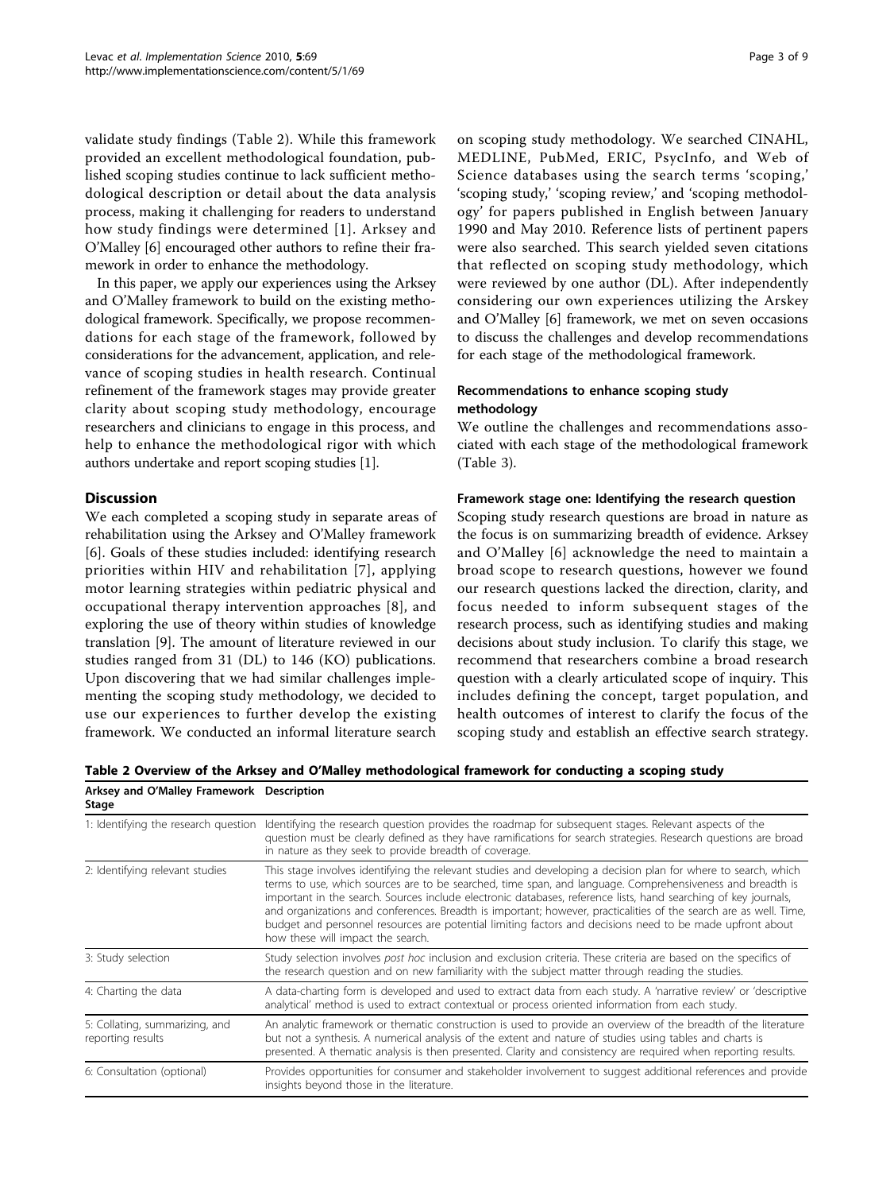validate study findings (Table 2). While this framework provided an excellent methodological foundation, published scoping studies continue to lack sufficient methodological description or detail about the data analysis process, making it challenging for readers to understand how study findings were determined [1]. Arksey and O'Malley [6] encouraged other authors to refine their framework in order to enhance the methodology.

In this paper, we apply our experiences using the Arksey and O'Malley framework to build on the existing methodological framework. Specifically, we propose recommendations for each stage of the framework, followed by considerations for the advancement, application, and relevance of scoping studies in health research. Continual refinement of the framework stages may provide greater clarity about scoping study methodology, encourage researchers and clinicians to engage in this process, and help to enhance the methodological rigor with which authors undertake and report scoping studies [1].

## Discussion

We each completed a scoping study in separate areas of rehabilitation using the Arksey and O'Malley framework [6]. Goals of these studies included: identifying research priorities within HIV and rehabilitation [7], applying motor learning strategies within pediatric physical and occupational therapy intervention approaches [8], and exploring the use of theory within studies of knowledge translation [9]. The amount of literature reviewed in our studies ranged from 31 (DL) to 146 (KO) publications. Upon discovering that we had similar challenges implementing the scoping study methodology, we decided to use our experiences to further develop the existing framework. We conducted an informal literature search on scoping study methodology. We searched CINAHL, MEDLINE, PubMed, ERIC, PsycInfo, and Web of Science databases using the search terms 'scoping,' 'scoping study,' 'scoping review,' and 'scoping methodology' for papers published in English between January 1990 and May 2010. Reference lists of pertinent papers were also searched. This search yielded seven citations that reflected on scoping study methodology, which were reviewed by one author (DL). After independently considering our own experiences utilizing the Arskey and O'Malley [6] framework, we met on seven occasions to discuss the challenges and develop recommendations for each stage of the methodological framework.

### Recommendations to enhance scoping study methodology

We outline the challenges and recommendations associated with each stage of the methodological framework (Table 3).

#### Framework stage one: Identifying the research question

Scoping study research questions are broad in nature as the focus is on summarizing breadth of evidence. Arksey and O'Malley [6] acknowledge the need to maintain a broad scope to research questions, however we found our research questions lacked the direction, clarity, and focus needed to inform subsequent stages of the research process, such as identifying studies and making decisions about study inclusion. To clarify this stage, we recommend that researchers combine a broad research question with a clearly articulated scope of inquiry. This includes defining the concept, target population, and health outcomes of interest to clarify the focus of the scoping study and establish an effective search strategy.

**Table 2 Overview of the Arksey and O'Malley methodological framework for conducting a scoping study**

| Arksey and O'Malley Framework Stage | Description |
|---|---|
| 1: Identifying the research question | Identifying the research question provides the roadmap for subsequent stages. Relevant aspects of the question must be clearly defined as they have ramifications for search strategies. Research questions are broad in nature as they seek to provide breadth of coverage. |
| 2: Identifying relevant studies | This stage involves identifying the relevant studies and developing a decision plan for where to search, which terms to use, which sources are to be searched, time span, and language. Comprehensiveness and breadth is important in the search. Sources include electronic databases, reference lists, hand searching of key journals, and organizations and conferences. Breadth is important; however, practicalities of the search are as well. Time, budget and personnel resources are potential limiting factors and decisions need to be made upfront about how these will impact the search. |
| 3: Study selection | Study selection involves *post hoc* inclusion and exclusion criteria. These criteria are based on the specifics of the research question and on new familiarity with the subject matter through reading the studies. |
| 4: Charting the data | A data-charting form is developed and used to extract data from each study. A 'narrative review' or 'descriptive analytical' method is used to extract contextual or process oriented information from each study. |
| 5: Collating, summarizing, and reporting results | An analytic framework or thematic construction is used to provide an overview of the breadth of the literature but not a synthesis. A numerical analysis of the extent and nature of studies using tables and charts is presented. A thematic analysis is then presented. Clarity and consistency are required when reporting results. |
| 6: Consultation (optional) | Provides opportunities for consumer and stakeholder involvement to suggest additional references and provide insights beyond those in the literature. |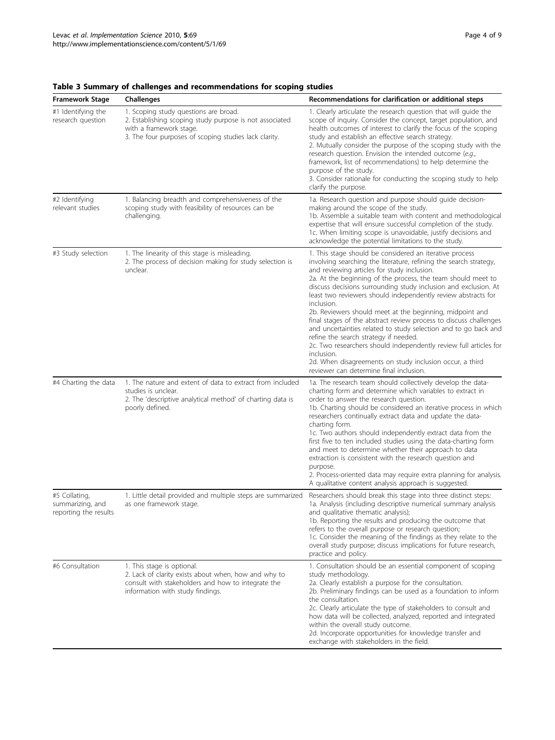**Table 3 Summary of challenges and recommendations for scoping studies**

| Framework Stage | Challenges | Recommendations for clarification or additional steps |
| --- | --- | --- |
| #1 Identifying the research question | 1. Scoping study questions are broad.<br>2. Establishing scoping study purpose is not associated with a framework stage.<br>3. The four purposes of scoping studies lack clarity. | 1. Clearly articulate the research question that will guide the scope of inquiry. Consider the concept, target population, and health outcomes of interest to clarify the focus of the scoping study and establish an effective search strategy.<br>2. Mutually consider the purpose of the scoping study with the research question. Envision the intended outcome (*e.g.*, framework, list of recommendations) to help determine the purpose of the study.<br>3. Consider rationale for conducting the scoping study to help clarify the purpose. |
| #2 Identifying relevant studies | 1. Balancing breadth and comprehensiveness of the scoping study with feasibility of resources can be challenging. | 1a. Research question and purpose should guide decision-making around the scope of the study.<br>1b. Assemble a suitable team with content and methodological expertise that will ensure successful completion of the study.<br>1c. When limiting scope is unavoidable, justify decisions and acknowledge the potential limitations to the study. |
| #3 Study selection | 1. The linearity of this stage is misleading.<br>2. The process of decision making for study selection is unclear. | 1. This stage should be considered an iterative process involving searching the literature, refining the search strategy, and reviewing articles for study inclusion.<br>2a. At the beginning of the process, the team should meet to discuss decisions surrounding study inclusion and exclusion. At least two reviewers should independently review abstracts for inclusion.<br>2b. Reviewers should meet at the beginning, midpoint and final stages of the abstract review process to discuss challenges and uncertainties related to study selection and to go back and refine the search strategy if needed.<br>2c. Two researchers should independently review full articles for inclusion.<br>2d. When disagreements on study inclusion occur, a third reviewer can determine final inclusion. |
| #4 Charting the data | 1. The nature and extent of data to extract from included studies is unclear.<br>2. The 'descriptive analytical method' of charting data is poorly defined. | 1a. The research team should collectively develop the data-charting form and determine which variables to extract in order to answer the research question.<br>1b. Charting should be considered an iterative process in which researchers continually extract data and update the data-charting form.<br>1c. Two authors should independently extract data from the first five to ten included studies using the data-charting form and meet to determine whether their approach to data extraction is consistent with the research question and purpose.<br>2. Process-oriented data may require extra planning for analysis. A qualitative content analysis approach is suggested. |
| #5 Collating, summarizing, and reporting the results | 1. Little detail provided and multiple steps are summarized as one framework stage. | Researchers should break this stage into three distinct steps:<br>1a. Analysis (including descriptive numerical summary analysis and qualitative thematic analysis);<br>1b. Reporting the results and producing the outcome that refers to the overall purpose or research question;<br>1c. Consider the meaning of the findings as they relate to the overall study purpose; discuss implications for future research, practice and policy. |
| #6 Consultation | 1. This stage is optional.<br>2. Lack of clarity exists about when, how and why to consult with stakeholders and how to integrate the information with study findings. | 1. Consultation should be an essential component of scoping study methodology.<br>2a. Clearly establish a purpose for the consultation.<br>2b. Preliminary findings can be used as a foundation to inform the consultation.<br>2c. Clearly articulate the type of stakeholders to consult and how data will be collected, analyzed, reported and integrated within the overall study outcome.<br>2d. Incorporate opportunities for knowledge transfer and exchange with stakeholders in the field. |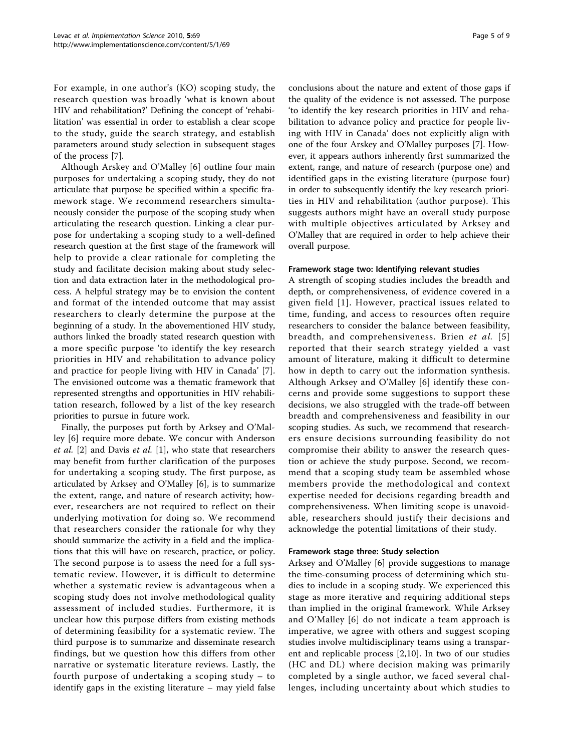For example, in one author's (KO) scoping study, the research question was broadly 'what is known about HIV and rehabilitation?' Defining the concept of 'rehabilitation' was essential in order to establish a clear scope to the study, guide the search strategy, and establish parameters around study selection in subsequent stages of the process [7].

Although Arskey and O'Malley [6] outline four main purposes for undertaking a scoping study, they do not articulate that purpose be specified within a specific framework stage. We recommend researchers simultaneously consider the purpose of the scoping study when articulating the research question. Linking a clear purpose for undertaking a scoping study to a well-defined research question at the first stage of the framework will help to provide a clear rationale for completing the study and facilitate decision making about study selection and data extraction later in the methodological process. A helpful strategy may be to envision the content and format of the intended outcome that may assist researchers to clearly determine the purpose at the beginning of a study. In the abovementioned HIV study, authors linked the broadly stated research question with a more specific purpose 'to identify the key research priorities in HIV and rehabilitation to advance policy and practice for people living with HIV in Canada' [7]. The envisioned outcome was a thematic framework that represented strengths and opportunities in HIV rehabilitation research, followed by a list of the key research priorities to pursue in future work.

Finally, the purposes put forth by Arskey and O'Malley [6] require more debate. We concur with Anderson *et al.* [2] and Davis *et al.* [1], who state that researchers may benefit from further clarification of the purposes for undertaking a scoping study. The first purpose, as articulated by Arskey and O'Malley [6], is to summarize the extent, range, and nature of research activity; however, researchers are not required to reflect on their underlying motivation for doing so. We recommend that researchers consider the rationale for why they should summarize the activity in a field and the implications that this will have on research, practice, or policy. The second purpose is to assess the need for a full systematic review. However, it is difficult to determine whether a systematic review is advantageous when a scoping study does not involve methodological quality assessment of included studies. Furthermore, it is unclear how this purpose differs from existing methods of determining feasibility for a systematic review. The third purpose is to summarize and disseminate research findings, but we question how this differs from other narrative or systematic literature reviews. Lastly, the fourth purpose of undertaking a scoping study – to identify gaps in the existing literature – may yield false conclusions about the nature and extent of those gaps if the quality of the evidence is not assessed. The purpose 'to identify the key research priorities in HIV and rehabilitation to advance policy and practice for people living with HIV in Canada' does not explicitly align with one of the four Arskey and O'Malley purposes [7]. However, it appears authors inherently first summarized the extent, range, and nature of research (purpose one) and identified gaps in the existing literature (purpose four) in order to subsequently identify the key research priorities in HIV and rehabilitation (author purpose). This suggests authors might have an overall study purpose with multiple objectives articulated by Arskey and O'Malley that are required in order to help achieve their overall purpose.

#### Framework stage two: Identifying relevant studies

A strength of scoping studies includes the breadth and depth, or comprehensiveness, of evidence covered in a given field [1]. However, practical issues related to time, funding, and access to resources often require researchers to consider the balance between feasibility, breadth, and comprehensiveness. Brien *et al.* [5] reported that their search strategy yielded a vast amount of literature, making it difficult to determine how in depth to carry out the information synthesis. Although Arskey and O'Malley [6] identify these concerns and provide some suggestions to support these decisions, we also struggled with the trade-off between breadth and comprehensiveness and feasibility in our scoping studies. As such, we recommend that researchers ensure decisions surrounding feasibility do not compromise their ability to answer the research question or achieve the study purpose. Second, we recommend that a scoping study team be assembled whose members provide the methodological and context expertise needed for decisions regarding breadth and comprehensiveness. When limiting scope is unavoidable, researchers should justify their decisions and acknowledge the potential limitations of their study.

#### Framework stage three: Study selection

Arskey and O'Malley [6] provide suggestions to manage the time-consuming process of determining which studies to include in a scoping study. We experienced this stage as more iterative and requiring additional steps than implied in the original framework. While Arskey and O'Malley [6] do not indicate a team approach is imperative, we agree with others and suggest scoping studies involve multidisciplinary teams using a transparent and replicable process [2,10]. In two of our studies (HC and DL) where decision making was primarily completed by a single author, we faced several challenges, including uncertainty about which studies to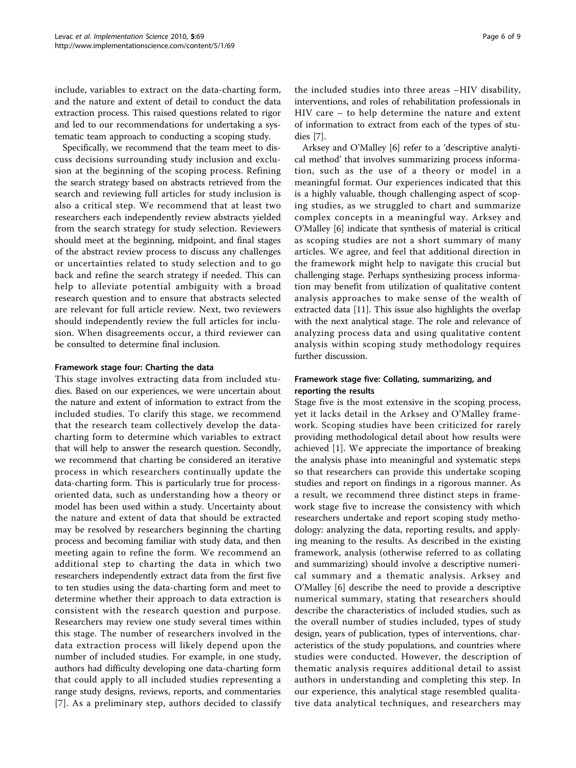include, variables to extract on the data-charting form, and the nature and extent of detail to conduct the data extraction process. This raised questions related to rigor and led to our recommendations for undertaking a systematic team approach to conducting a scoping study.

Specifically, we recommend that the team meet to discuss decisions surrounding study inclusion and exclusion at the beginning of the scoping process. Refining the search strategy based on abstracts retrieved from the search and reviewing full articles for study inclusion is also a critical step. We recommend that at least two researchers each independently review abstracts yielded from the search strategy for study selection. Reviewers should meet at the beginning, midpoint, and final stages of the abstract review process to discuss any challenges or uncertainties related to study selection and to go back and refine the search strategy if needed. This can help to alleviate potential ambiguity with a broad research question and to ensure that abstracts selected are relevant for full article review. Next, two reviewers should independently review the full articles for inclusion. When disagreements occur, a third reviewer can be consulted to determine final inclusion.

#### Framework stage four: Charting the data

This stage involves extracting data from included studies. Based on our experiences, we were uncertain about the nature and extent of information to extract from the included studies. To clarify this stage, we recommend that the research team collectively develop the data-charting form to determine which variables to extract that will help to answer the research question. Secondly, we recommend that charting be considered an iterative process in which researchers continually update the data-charting form. This is particularly true for process-oriented data, such as understanding how a theory or model has been used within a study. Uncertainty about the nature and extent of data that should be extracted may be resolved by researchers beginning the charting process and becoming familiar with study data, and then meeting again to refine the form. We recommend an additional step to charting the data in which two researchers independently extract data from the first five to ten studies using the data-charting form and meet to determine whether their approach to data extraction is consistent with the research question and purpose. Researchers may review one study several times within this stage. The number of researchers involved in the data extraction process will likely depend upon the number of included studies. For example, in one study, authors had difficulty developing one data-charting form that could apply to all included studies representing a range study designs, reviews, reports, and commentaries [7]. As a preliminary step, authors decided to classify the included studies into three areas –HIV disability, interventions, and roles of rehabilitation professionals in HIV care – to help determine the nature and extent of information to extract from each of the types of studies [7].

Arksey and O'Malley [6] refer to a 'descriptive analytical method' that involves summarizing process information, such as the use of a theory or model in a meaningful format. Our experiences indicated that this is a highly valuable, though challenging aspect of scoping studies, as we struggled to chart and summarize complex concepts in a meaningful way. Arksey and O'Malley [6] indicate that synthesis of material is critical as scoping studies are not a short summary of many articles. We agree, and feel that additional direction in the framework might help to navigate this crucial but challenging stage. Perhaps synthesizing process information may benefit from utilization of qualitative content analysis approaches to make sense of the wealth of extracted data [11]. This issue also highlights the overlap with the next analytical stage. The role and relevance of analyzing process data and using qualitative content analysis within scoping study methodology requires further discussion.

#### Framework stage five: Collating, summarizing, and reporting the results

Stage five is the most extensive in the scoping process, yet it lacks detail in the Arksey and O'Malley framework. Scoping studies have been criticized for rarely providing methodological detail about how results were achieved [1]. We appreciate the importance of breaking the analysis phase into meaningful and systematic steps so that researchers can provide this undertake scoping studies and report on findings in a rigorous manner. As a result, we recommend three distinct steps in framework stage five to increase the consistency with which researchers undertake and report scoping study methodology: analyzing the data, reporting results, and applying meaning to the results. As described in the existing framework, analysis (otherwise referred to as collating and summarizing) should involve a descriptive numerical summary and a thematic analysis. Arksey and O'Malley [6] describe the need to provide a descriptive numerical summary, stating that researchers should describe the characteristics of included studies, such as the overall number of studies included, types of study design, years of publication, types of interventions, characteristics of the study populations, and countries where studies were conducted. However, the description of thematic analysis requires additional detail to assist authors in understanding and completing this step. In our experience, this analytical stage resembled qualitative data analytical techniques, and researchers may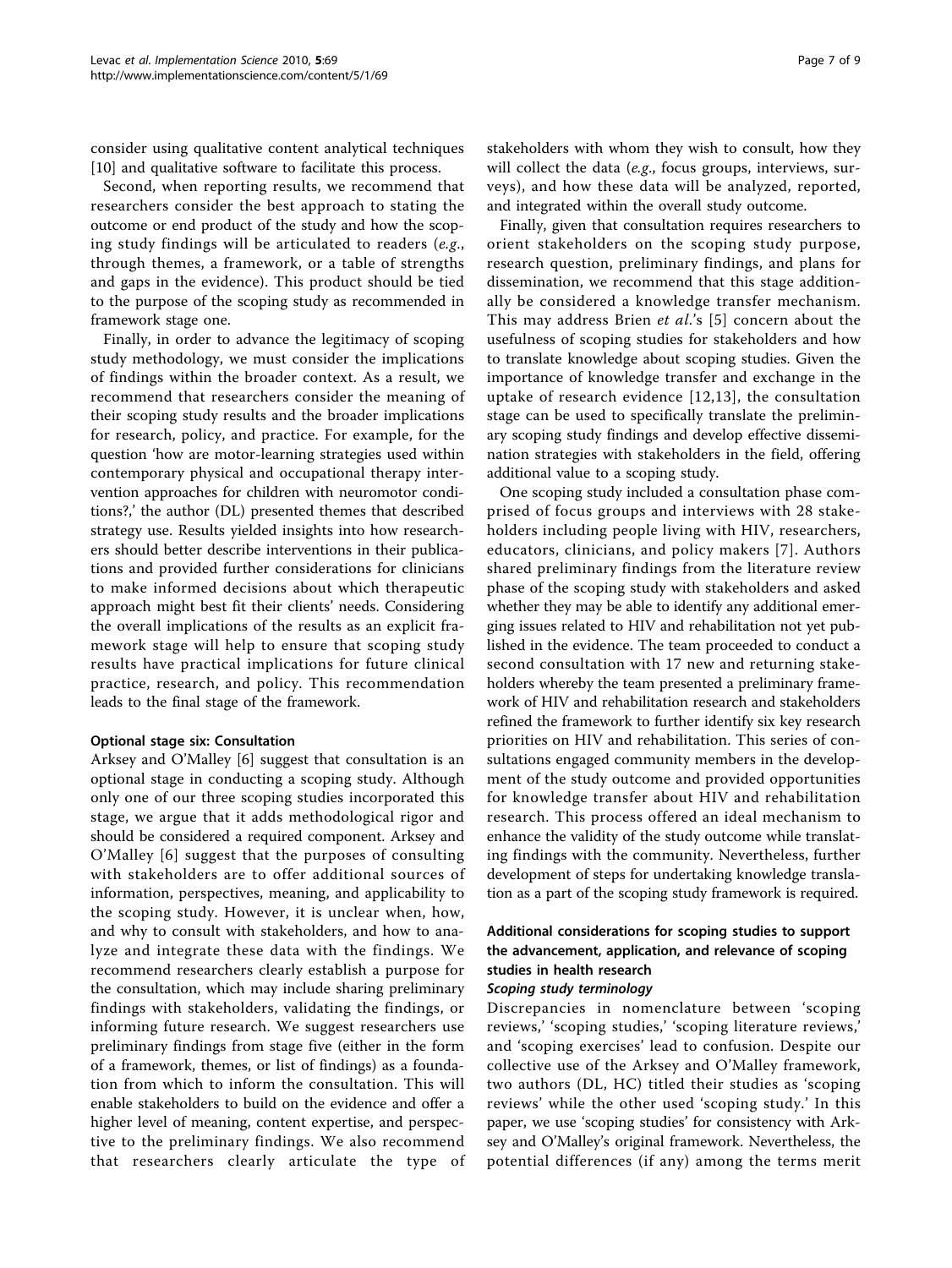consider using qualitative content analytical techniques [10] and qualitative software to facilitate this process.

Second, when reporting results, we recommend that researchers consider the best approach to stating the outcome or end product of the study and how the scoping study findings will be articulated to readers (*e.g.*, through themes, a framework, or a table of strengths and gaps in the evidence). This product should be tied to the purpose of the scoping study as recommended in framework stage one.

Finally, in order to advance the legitimacy of scoping study methodology, we must consider the implications of findings within the broader context. As a result, we recommend that researchers consider the meaning of their scoping study results and the broader implications for research, policy, and practice. For example, for the question 'how are motor-learning strategies used within contemporary physical and occupational therapy intervention approaches for children with neuromotor conditions?,' the author (DL) presented themes that described strategy use. Results yielded insights into how researchers should better describe interventions in their publications and provided further considerations for clinicians to make informed decisions about which therapeutic approach might best fit their clients' needs. Considering the overall implications of the results as an explicit framework stage will help to ensure that scoping study results have practical implications for future clinical practice, research, and policy. This recommendation leads to the final stage of the framework.

#### Optional stage six: Consultation

Arksey and O'Malley [6] suggest that consultation is an optional stage in conducting a scoping study. Although only one of our three scoping studies incorporated this stage, we argue that it adds methodological rigor and should be considered a required component. Arksey and O'Malley [6] suggest that the purposes of consulting with stakeholders are to offer additional sources of information, perspectives, meaning, and applicability to the scoping study. However, it is unclear when, how, and why to consult with stakeholders, and how to analyze and integrate these data with the findings. We recommend researchers clearly establish a purpose for the consultation, which may include sharing preliminary findings with stakeholders, validating the findings, or informing future research. We suggest researchers use preliminary findings from stage five (either in the form of a framework, themes, or list of findings) as a foundation from which to inform the consultation. This will enable stakeholders to build on the evidence and offer a higher level of meaning, content expertise, and perspective to the preliminary findings. We also recommend that researchers clearly articulate the type of stakeholders with whom they wish to consult, how they will collect the data (*e.g.*, focus groups, interviews, surveys), and how these data will be analyzed, reported, and integrated within the overall study outcome.

Finally, given that consultation requires researchers to orient stakeholders on the scoping study purpose, research question, preliminary findings, and plans for dissemination, we recommend that this stage additionally be considered a knowledge transfer mechanism. This may address Brien *et al.*'s [5] concern about the usefulness of scoping studies for stakeholders and how to translate knowledge about scoping studies. Given the importance of knowledge transfer and exchange in the uptake of research evidence [12,13], the consultation stage can be used to specifically translate the preliminary scoping study findings and develop effective dissemination strategies with stakeholders in the field, offering additional value to a scoping study.

One scoping study included a consultation phase comprised of focus groups and interviews with 28 stakeholders including people living with HIV, researchers, educators, clinicians, and policy makers [7]. Authors shared preliminary findings from the literature review phase of the scoping study with stakeholders and asked whether they may be able to identify any additional emerging issues related to HIV and rehabilitation not yet published in the evidence. The team proceeded to conduct a second consultation with 17 new and returning stakeholders whereby the team presented a preliminary framework of HIV and rehabilitation research and stakeholders refined the framework to further identify six key research priorities on HIV and rehabilitation. This series of consultations engaged community members in the development of the study outcome and provided opportunities for knowledge transfer about HIV and rehabilitation research. This process offered an ideal mechanism to enhance the validity of the study outcome while translating findings with the community. Nevertheless, further development of steps for undertaking knowledge translation as a part of the scoping study framework is required.

### Additional considerations for scoping studies to support the advancement, application, and relevance of scoping studies in health research

#### *Scoping study terminology*

Discrepancies in nomenclature between 'scoping reviews,' 'scoping studies,' 'scoping literature reviews,' and 'scoping exercises' lead to confusion. Despite our collective use of the Arksey and O'Malley framework, two authors (DL, HC) titled their studies as 'scoping reviews' while the other used 'scoping study.' In this paper, we use 'scoping studies' for consistency with Arksey and O'Malley's original framework. Nevertheless, the potential differences (if any) among the terms merit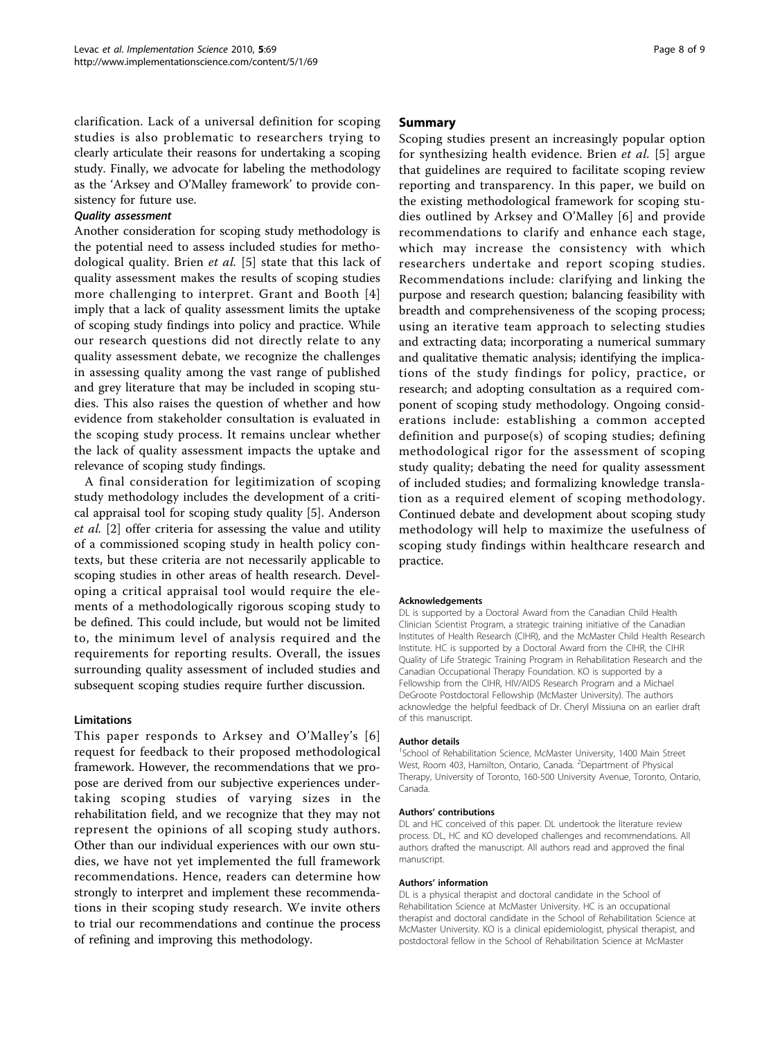clarification. Lack of a universal definition for scoping studies is also problematic to researchers trying to clearly articulate their reasons for undertaking a scoping study. Finally, we advocate for labeling the methodology as the 'Arksey and O'Malley framework' to provide consistency for future use.

#### Quality assessment

Another consideration for scoping study methodology is the potential need to assess included studies for methodological quality. Brien *et al.* [5] state that this lack of quality assessment makes the results of scoping studies more challenging to interpret. Grant and Booth [4] imply that a lack of quality assessment limits the uptake of scoping study findings into policy and practice. While our research questions did not directly relate to any quality assessment debate, we recognize the challenges in assessing quality among the vast range of published and grey literature that may be included in scoping studies. This also raises the question of whether and how evidence from stakeholder consultation is evaluated in the scoping study process. It remains unclear whether the lack of quality assessment impacts the uptake and relevance of scoping study findings.

A final consideration for legitimization of scoping study methodology includes the development of a critical appraisal tool for scoping study quality [5]. Anderson *et al.* [2] offer criteria for assessing the value and utility of a commissioned scoping study in health policy contexts, but these criteria are not necessarily applicable to scoping studies in other areas of health research. Developing a critical appraisal tool would require the elements of a methodologically rigorous scoping study to be defined. This could include, but would not be limited to, the minimum level of analysis required and the requirements for reporting results. Overall, the issues surrounding quality assessment of included studies and subsequent scoping studies require further discussion.

### Limitations

This paper responds to Arksey and O'Malley's [6] request for feedback to their proposed methodological framework. However, the recommendations that we propose are derived from our subjective experiences undertaking scoping studies of varying sizes in the rehabilitation field, and we recognize that they may not represent the opinions of all scoping study authors. Other than our individual experiences with our own studies, we have not yet implemented the full framework recommendations. Hence, readers can determine how strongly to interpret and implement these recommendations in their scoping study research. We invite others to trial our recommendations and continue the process of refining and improving this methodology.

## Summary

Scoping studies present an increasingly popular option for synthesizing health evidence. Brien *et al.* [5] argue that guidelines are required to facilitate scoping review reporting and transparency. In this paper, we build on the existing methodological framework for scoping studies outlined by Arksey and O'Malley [6] and provide recommendations to clarify and enhance each stage, which may increase the consistency with which researchers undertake and report scoping studies. Recommendations include: clarifying and linking the purpose and research question; balancing feasibility with breadth and comprehensiveness of the scoping process; using an iterative team approach to selecting studies and extracting data; incorporating a numerical summary and qualitative thematic analysis; identifying the implications of the study findings for policy, practice, or research; and adopting consultation as a required component of scoping study methodology. Ongoing considerations include: establishing a common accepted definition and purpose(s) of scoping studies; defining methodological rigor for the assessment of scoping study quality; debating the need for quality assessment of included studies; and formalizing knowledge translation as a required element of scoping methodology. Continued debate and development about scoping study methodology will help to maximize the usefulness of scoping study findings within healthcare research and practice.

#### Acknowledgements

DL is supported by a Doctoral Award from the Canadian Child Health Clinician Scientist Program, a strategic training initiative of the Canadian Institutes of Health Research (CIHR), and the McMaster Child Health Research Institute. HC is supported by a Doctoral Award from the CIHR, the CIHR Quality of Life Strategic Training Program in Rehabilitation Research and the Canadian Occupational Therapy Foundation. KO is supported by a Fellowship from the CIHR, HIV/AIDS Research Program and a Michael DeGroote Postdoctoral Fellowship (McMaster University). The authors acknowledge the helpful feedback of Dr. Cheryl Missiuna on an earlier draft of this manuscript.

#### Author details

[1]School of Rehabilitation Science, McMaster University, 1400 Main Street West, Room 403, Hamilton, Ontario, Canada. [2]Department of Physical Therapy, University of Toronto, 160-500 University Avenue, Toronto, Ontario, Canada.

#### Authors' contributions

DL and HC conceived of this paper. DL undertook the literature review process. DL, HC and KO developed challenges and recommendations. All authors drafted the manuscript. All authors read and approved the final manuscript.

#### Authors' information

DL is a physical therapist and doctoral candidate in the School of Rehabilitation Science at McMaster University. HC is an occupational therapist and doctoral candidate in the School of Rehabilitation Science at McMaster University. KO is a clinical epidemiologist, physical therapist, and postdoctoral fellow in the School of Rehabilitation Science at McMaster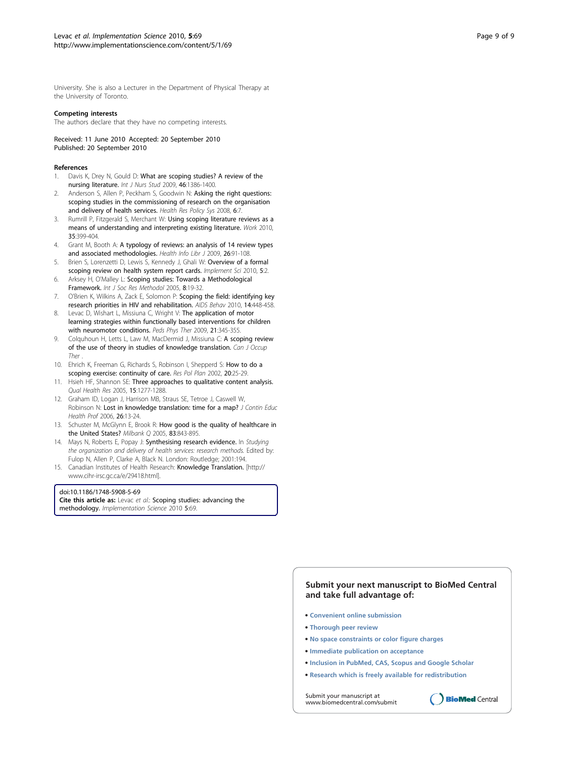University. She is also a Lecturer in the Department of Physical Therapy at the University of Toronto.

#### Competing interests

The authors declare that they have no competing interests.

Received: 11 June 2010 Accepted: 20 September 2010
Published: 20 September 2010

#### References

1. Davis K, Drey N, Gould D: **What are scoping studies? A review of the nursing literature.** *Int J Nurs Stud* 2009, **46**:1386-1400.
2. Anderson S, Allen P, Peckham S, Goodwin N: **Asking the right questions: scoping studies in the commissioning of research on the organisation and delivery of health services.** *Health Res Policy Sys* 2008, **6**:7.
3. Rumrill P, Fitzgerald S, Merchant W: **Using scoping literature reviews as a means of understanding and interpreting existing literature.** *Work* 2010, **35**:399-404.
4. Grant M, Booth A: **A typology of reviews: an analysis of 14 review types and associated methodologies.** *Health Info Libr J* 2009, **26**:91-108.
5. Brien S, Lorenzetti D, Lewis S, Kennedy J, Ghali W: **Overview of a formal scoping review on health system report cards.** *Implement Sci* 2010, **5**:2.
6. Arksey H, O'Malley L: **Scoping studies: Towards a Methodological Framework.** *Int J Soc Res Methodol* 2005, **8**:19-32.
7. O'Brien K, Wilkins A, Zack E, Solomon P: **Scoping the field: identifying key research priorities in HIV and rehabilitation.** *AIDS Behav* 2010, **14**:448-458.
8. Levac D, Wishart L, Missiuna C, Wright V: **The application of motor learning strategies within functionally based interventions for children with neuromotor conditions.** *Peds Phys Ther* 2009, **21**:345-355.
9. Colquhoun H, Letts L, Law M, MacDermid J, Missiuna C: **A scoping review of the use of theory in studies of knowledge translation.** *Can J Occup Ther* .
10. Ehrich K, Freeman G, Richards S, Robinson I, Shepperd S: **How to do a scoping exercise: continuity of care.** *Res Pol Plan* 2002, **20**:25-29.
11. Hsieh HF, Shannon SE: **Three approaches to qualitative content analysis.** *Qual Health Res* 2005, **15**:1277-1288.
12. Graham ID, Logan J, Harrison MB, Straus SE, Tetroe J, Caswell W, Robinson N: **Lost in knowledge translation: time for a map?** *J Contin Educ Health Prof* 2006, **26**:13-24.
13. Schuster M, McGlynn E, Brook R: **How good is the quality of healthcare in the United States?** *Milbank Q* 2005, **83**:843-895.
14. Mays N, Roberts E, Popay J: **Synthesising research evidence.** In *Studying the organization and delivery of health services: research methods.* Edited by: Fulop N, Allen P, Clarke A, Black N. London: Routledge; 2001:194.
15. Canadian Institutes of Health Research: **Knowledge Translation.** [http://www.cihr-irsc.gc.ca/e/29418.html].

doi:10.1186/1748-5908-5-69
**Cite this article as:** Levac *et al.*: Scoping studies: advancing the methodology. *Implementation Science* 2010 **5**:69.

**Submit your next manuscript to BioMed Central and take full advantage of:**

- Convenient online submission
- Thorough peer review
- No space constraints or color figure charges
- Immediate publication on acceptance
- Inclusion in PubMed, CAS, Scopus and Google Scholar
- Research which is freely available for redistribution

Submit your manuscript at
www.biomedcentral.com/submit

BioMed Central